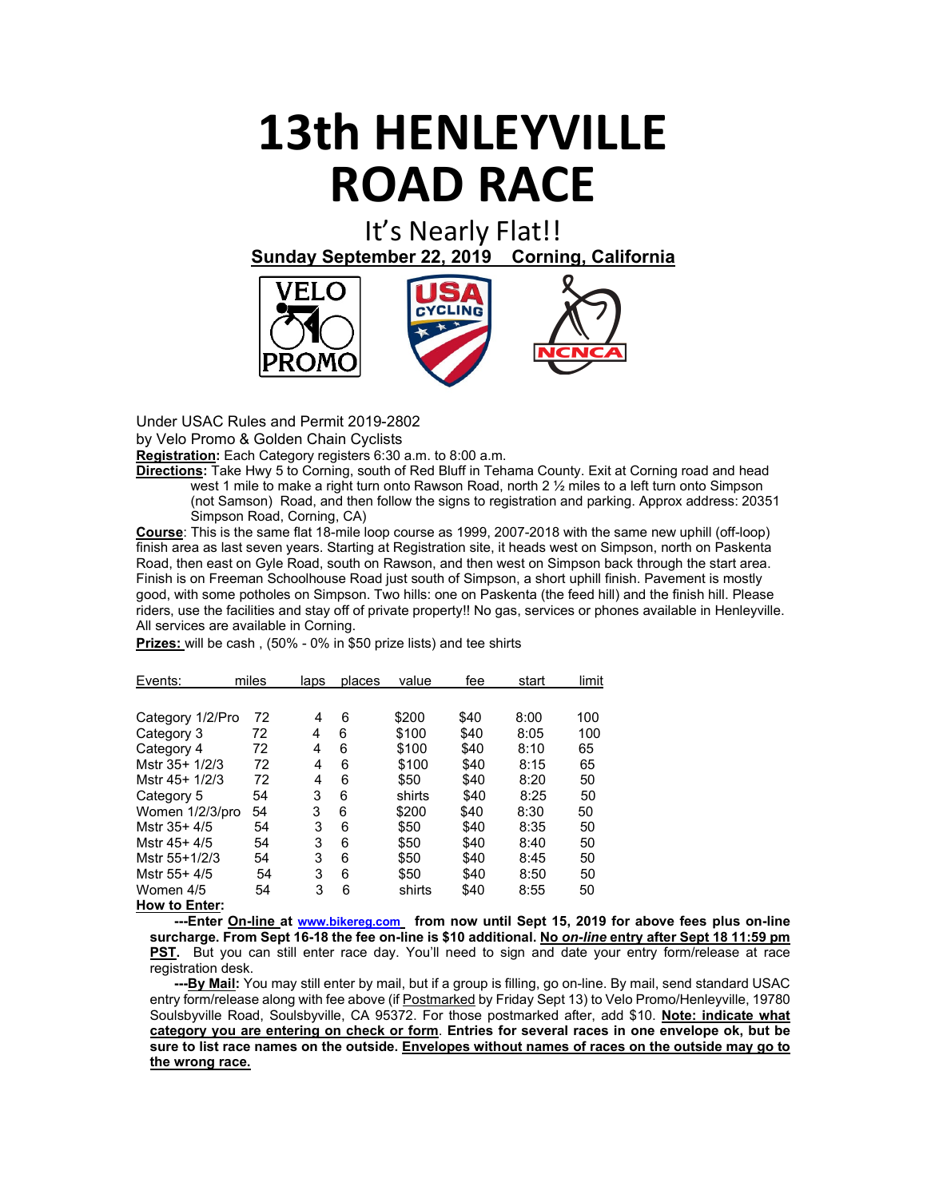# 13th HENLEYVILLE ROAD RACE

It's Nearly Flat!!

**Sunday September 22, 2019   Corning, California**

Under USAC Rules and Permit 2019-2802

by Velo Promo & Golden Chain Cyclists

**Registration:** Each Category registers 6:30 a.m. to 8:00 a.m.

**Directions:** Take Hwy 5 to Corning, south of Red Bluff in Tehama County. Exit at Corning road and head west 1 mile to make a right turn onto Rawson Road, north 2 ½ miles to a left turn onto Simpson (not Samson) Road, and then follow the signs to registration and parking. Approx address: 20351 Simpson Road, Corning, CA)

**Course**: This is the same flat 18-mile loop course as 1999, 2007-2018 with the same new uphill (off-loop) finish area as last seven years. Starting at Registration site, it heads west on Simpson, north on Paskenta Road, then east on Gyle Road, south on Rawson, and then west on Simpson back through the start area. Finish is on Freeman Schoolhouse Road just south of Simpson, a short uphill finish. Pavement is mostly good, with some potholes on Simpson. Two hills: one on Paskenta (the feed hill) and the finish hill. Please riders, use the facilities and stay off of private property!! No gas, services or phones available in Henleyville. All services are available in Corning.

**Prizes:** will be cash , (50% - 0% in $50 prize lists) and tee shirts

| Events: | miles | laps | places | value | fee | start | limit |
|---|---|---|---|---|---|---|---|
| Category 1/2/Pro | 72 | 4 | 6 | $200 | $40 | 8:00 | 100 |
| Category 3 | 72 | 4 | 6 | $100 | $40 | 8:05 | 100 |
| Category 4 | 72 | 4 | 6 | $100 | $40 | 8:10 | 65 |
| Mstr 35+ 1/2/3 | 72 | 4 | 6 | $100 | $40 | 8:15 | 65 |
| Mstr 45+ 1/2/3 | 72 | 4 | 6 | $50 | $40 | 8:20 | 50 |
| Category 5 | 54 | 3 | 6 | shirts | $40 | 8:25 | 50 |
| Women 1/2/3/pro | 54 | 3 | 6 | $200 | $40 | 8:30 | 50 |
| Mstr 35+ 4/5 | 54 | 3 | 6 | $50 | $40 | 8:35 | 50 |
| Mstr 45+ 4/5 | 54 | 3 | 6 | $50 | $40 | 8:40 | 50 |
| Mstr 55+1/2/3 | 54 | 3 | 6 | $50 | $40 | 8:45 | 50 |
| Mstr 55+ 4/5 | 54 | 3 | 6 | $50 | $40 | 8:50 | 50 |
| Women 4/5 | 54 | 3 | 6 | shirts | $40 | 8:55 | 50 |

**How to Enter:**

**---Enter On-line at www.bikereg.com from now until Sept 15, 2019 for above fees plus on-line surcharge. From Sept 16-18 the fee on-line is $10 additional. No *on-line* entry after Sept 18 11:59 pm PST.** But you can still enter race day. You'll need to sign and date your entry form/release at race registration desk.

**---By Mail:** You may still enter by mail, but if a group is filling, go on-line. By mail, send standard USAC entry form/release along with fee above (if Postmarked by Friday Sept 13) to Velo Promo/Henleyville, 19780 Soulsbyville Road, Soulsbyville, CA 95372. For those postmarked after, add $10. **Note: indicate what category you are entering on check or form. Entries for several races in one envelope ok, but be sure to list race names on the outside. Envelopes without names of races on the outside may go to the wrong race.**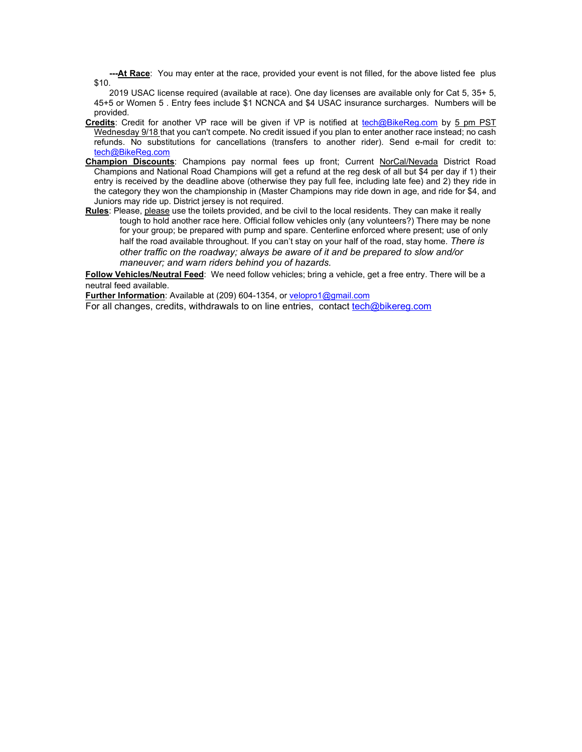---**At Race**: You may enter at the race, provided your event is not filled, for the above listed fee plus $10.

2019 USAC license required (available at race). One day licenses are available only for Cat 5, 35+ 5, 45+5 or Women 5 . Entry fees include $1 NCNCA and $4 USAC insurance surcharges. Numbers will be provided.

**Credits**: Credit for another VP race will be given if VP is notified at tech@BikeReg.com by 5 pm PST Wednesday 9/18 that you can't compete. No credit issued if you plan to enter another race instead; no cash refunds. No substitutions for cancellations (transfers to another rider). Send e-mail for credit to: tech@BikeReg.com

**Champion Discounts**: Champions pay normal fees up front; Current NorCal/Nevada District Road Champions and National Road Champions will get a refund at the reg desk of all but $4 per day if 1) their entry is received by the deadline above (otherwise they pay full fee, including late fee) and 2) they ride in the category they won the championship in (Master Champions may ride down in age, and ride for $4, and Juniors may ride up. District jersey is not required.

**Rules**: Please, please use the toilets provided, and be civil to the local residents. They can make it really tough to hold another race here. Official follow vehicles only (any volunteers?) There may be none for your group; be prepared with pump and spare. Centerline enforced where present; use of only half the road available throughout. If you can't stay on your half of the road, stay home. *There is other traffic on the roadway; always be aware of it and be prepared to slow and/or maneuver; and warn riders behind you of hazards.*

**Follow Vehicles/Neutral Feed**: We need follow vehicles; bring a vehicle, get a free entry. There will be a neutral feed available.

**Further Information**: Available at (209) 604-1354, or velopro1@gmail.com

For all changes, credits, withdrawals to on line entries, contact tech@bikereg.com